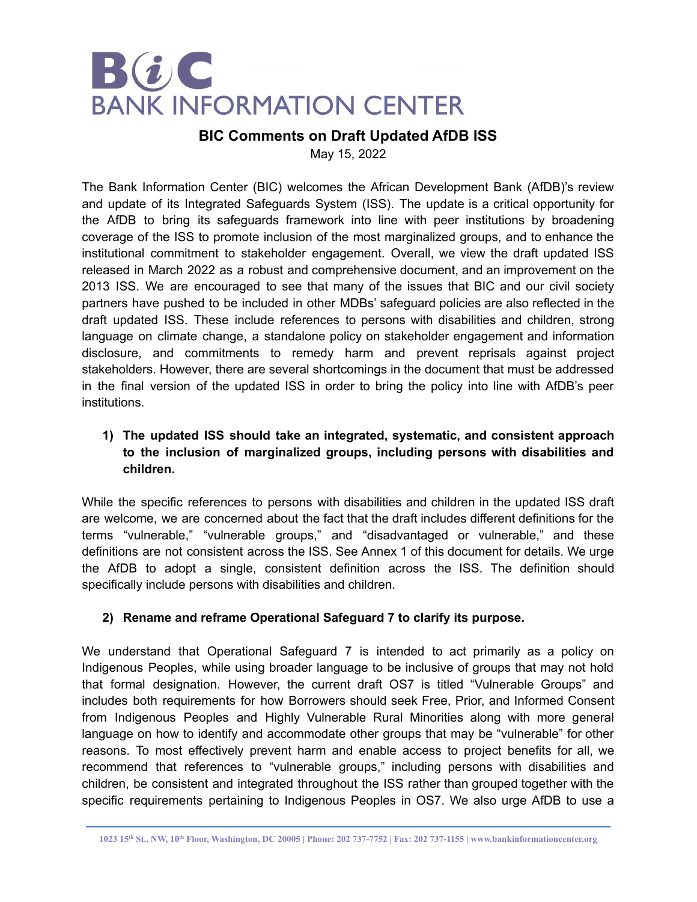# BIC Comments on Draft Updated AfDB ISS

May 15, 2022

The Bank Information Center (BIC) welcomes the African Development Bank (AfDB)'s review and update of its Integrated Safeguards System (ISS). The update is a critical opportunity for the AfDB to bring its safeguards framework into line with peer institutions by broadening coverage of the ISS to promote inclusion of the most marginalized groups, and to enhance the institutional commitment to stakeholder engagement. Overall, we view the draft updated ISS released in March 2022 as a robust and comprehensive document, and an improvement on the 2013 ISS. We are encouraged to see that many of the issues that BIC and our civil society partners have pushed to be included in other MDBs' safeguard policies are also reflected in the draft updated ISS. These include references to persons with disabilities and children, strong language on climate change, a standalone policy on stakeholder engagement and information disclosure, and commitments to remedy harm and prevent reprisals against project stakeholders. However, there are several shortcomings in the document that must be addressed in the final version of the updated ISS in order to bring the policy into line with AfDB's peer institutions.

## 1) The updated ISS should take an integrated, systematic, and consistent approach to the inclusion of marginalized groups, including persons with disabilities and children.

While the specific references to persons with disabilities and children in the updated ISS draft are welcome, we are concerned about the fact that the draft includes different definitions for the terms "vulnerable," "vulnerable groups," and "disadvantaged or vulnerable," and these definitions are not consistent across the ISS. See Annex 1 of this document for details. We urge the AfDB to adopt a single, consistent definition across the ISS. The definition should specifically include persons with disabilities and children.

## 2) Rename and reframe Operational Safeguard 7 to clarify its purpose.

We understand that Operational Safeguard 7 is intended to act primarily as a policy on Indigenous Peoples, while using broader language to be inclusive of groups that may not hold that formal designation. However, the current draft OS7 is titled "Vulnerable Groups" and includes both requirements for how Borrowers should seek Free, Prior, and Informed Consent from Indigenous Peoples and Highly Vulnerable Rural Minorities along with more general language on how to identify and accommodate other groups that may be "vulnerable" for other reasons. To most effectively prevent harm and enable access to project benefits for all, we recommend that references to "vulnerable groups," including persons with disabilities and children, be consistent and integrated throughout the ISS rather than grouped together with the specific requirements pertaining to Indigenous Peoples in OS7. We also urge AfDB to use a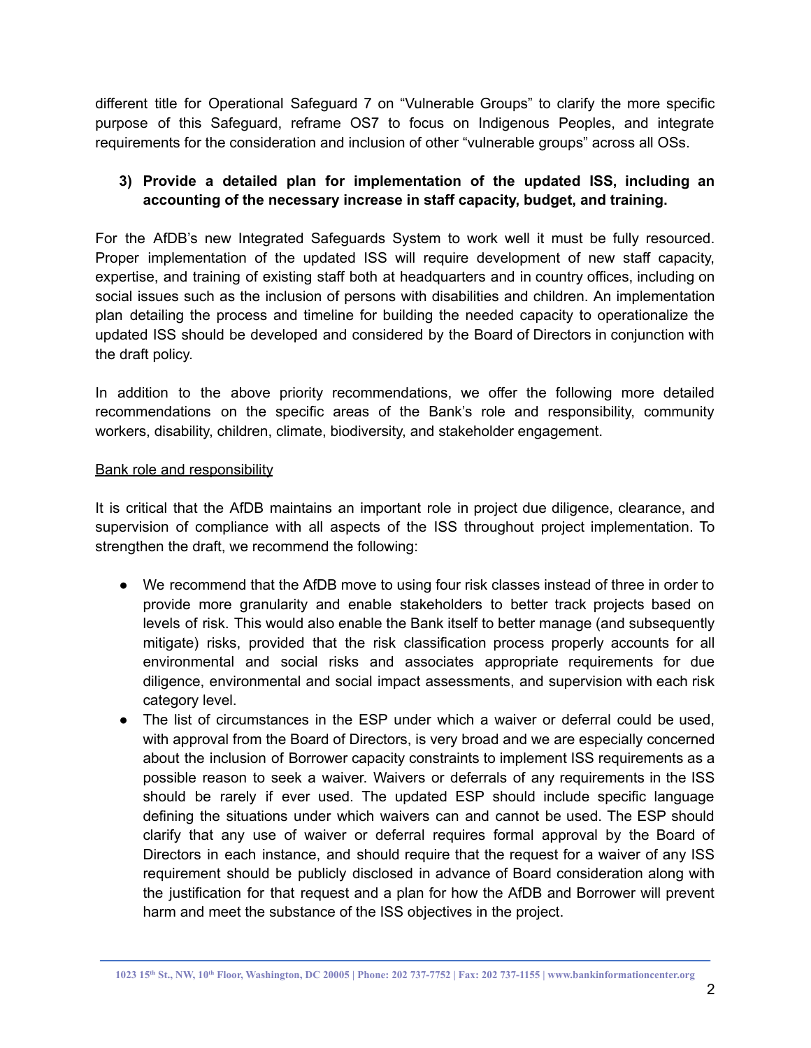different title for Operational Safeguard 7 on "Vulnerable Groups" to clarify the more specific purpose of this Safeguard, reframe OS7 to focus on Indigenous Peoples, and integrate requirements for the consideration and inclusion of other "vulnerable groups" across all OSs.

**3) Provide a detailed plan for implementation of the updated ISS, including an accounting of the necessary increase in staff capacity, budget, and training.**

For the AfDB's new Integrated Safeguards System to work well it must be fully resourced. Proper implementation of the updated ISS will require development of new staff capacity, expertise, and training of existing staff both at headquarters and in country offices, including on social issues such as the inclusion of persons with disabilities and children. An implementation plan detailing the process and timeline for building the needed capacity to operationalize the updated ISS should be developed and considered by the Board of Directors in conjunction with the draft policy.

In addition to the above priority recommendations, we offer the following more detailed recommendations on the specific areas of the Bank's role and responsibility, community workers, disability, children, climate, biodiversity, and stakeholder engagement.

<u>Bank role and responsibility</u>

It is critical that the AfDB maintains an important role in project due diligence, clearance, and supervision of compliance with all aspects of the ISS throughout project implementation. To strengthen the draft, we recommend the following:

- We recommend that the AfDB move to using four risk classes instead of three in order to provide more granularity and enable stakeholders to better track projects based on levels of risk. This would also enable the Bank itself to better manage (and subsequently mitigate) risks, provided that the risk classification process properly accounts for all environmental and social risks and associates appropriate requirements for due diligence, environmental and social impact assessments, and supervision with each risk category level.
- The list of circumstances in the ESP under which a waiver or deferral could be used, with approval from the Board of Directors, is very broad and we are especially concerned about the inclusion of Borrower capacity constraints to implement ISS requirements as a possible reason to seek a waiver. Waivers or deferrals of any requirements in the ISS should be rarely if ever used. The updated ESP should include specific language defining the situations under which waivers can and cannot be used. The ESP should clarify that any use of waiver or deferral requires formal approval by the Board of Directors in each instance, and should require that the request for a waiver of any ISS requirement should be publicly disclosed in advance of Board consideration along with the justification for that request and a plan for how the AfDB and Borrower will prevent harm and meet the substance of the ISS objectives in the project.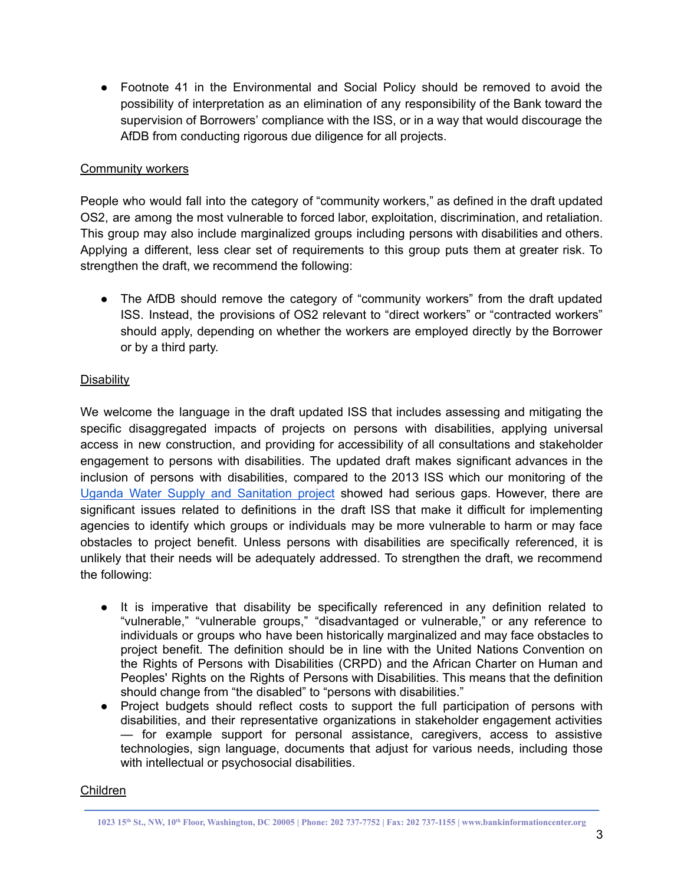- Footnote 41 in the Environmental and Social Policy should be removed to avoid the possibility of interpretation as an elimination of any responsibility of the Bank toward the supervision of Borrowers' compliance with the ISS, or in a way that would discourage the AfDB from conducting rigorous due diligence for all projects.

<u>Community workers</u>

People who would fall into the category of "community workers," as defined in the draft updated OS2, are among the most vulnerable to forced labor, exploitation, discrimination, and retaliation. This group may also include marginalized groups including persons with disabilities and others. Applying a different, less clear set of requirements to this group puts them at greater risk. To strengthen the draft, we recommend the following:

- The AfDB should remove the category of "community workers" from the draft updated ISS. Instead, the provisions of OS2 relevant to "direct workers" or "contracted workers" should apply, depending on whether the workers are employed directly by the Borrower or by a third party.

<u>Disability</u>

We welcome the language in the draft updated ISS that includes assessing and mitigating the specific disaggregated impacts of projects on persons with disabilities, applying universal access in new construction, and providing for accessibility of all consultations and stakeholder engagement to persons with disabilities. The updated draft makes significant advances in the inclusion of persons with disabilities, compared to the 2013 ISS which our monitoring of the Uganda Water Supply and Sanitation project showed had serious gaps. However, there are significant issues related to definitions in the draft ISS that make it difficult for implementing agencies to identify which groups or individuals may be more vulnerable to harm or may face obstacles to project benefit. Unless persons with disabilities are specifically referenced, it is unlikely that their needs will be adequately addressed. To strengthen the draft, we recommend the following:

- It is imperative that disability be specifically referenced in any definition related to "vulnerable," "vulnerable groups," "disadvantaged or vulnerable," or any reference to individuals or groups who have been historically marginalized and may face obstacles to project benefit. The definition should be in line with the United Nations Convention on the Rights of Persons with Disabilities (CRPD) and the African Charter on Human and Peoples' Rights on the Rights of Persons with Disabilities. This means that the definition should change from "the disabled" to "persons with disabilities."
- Project budgets should reflect costs to support the full participation of persons with disabilities, and their representative organizations in stakeholder engagement activities — for example support for personal assistance, caregivers, access to assistive technologies, sign language, documents that adjust for various needs, including those with intellectual or psychosocial disabilities.

<u>Children</u>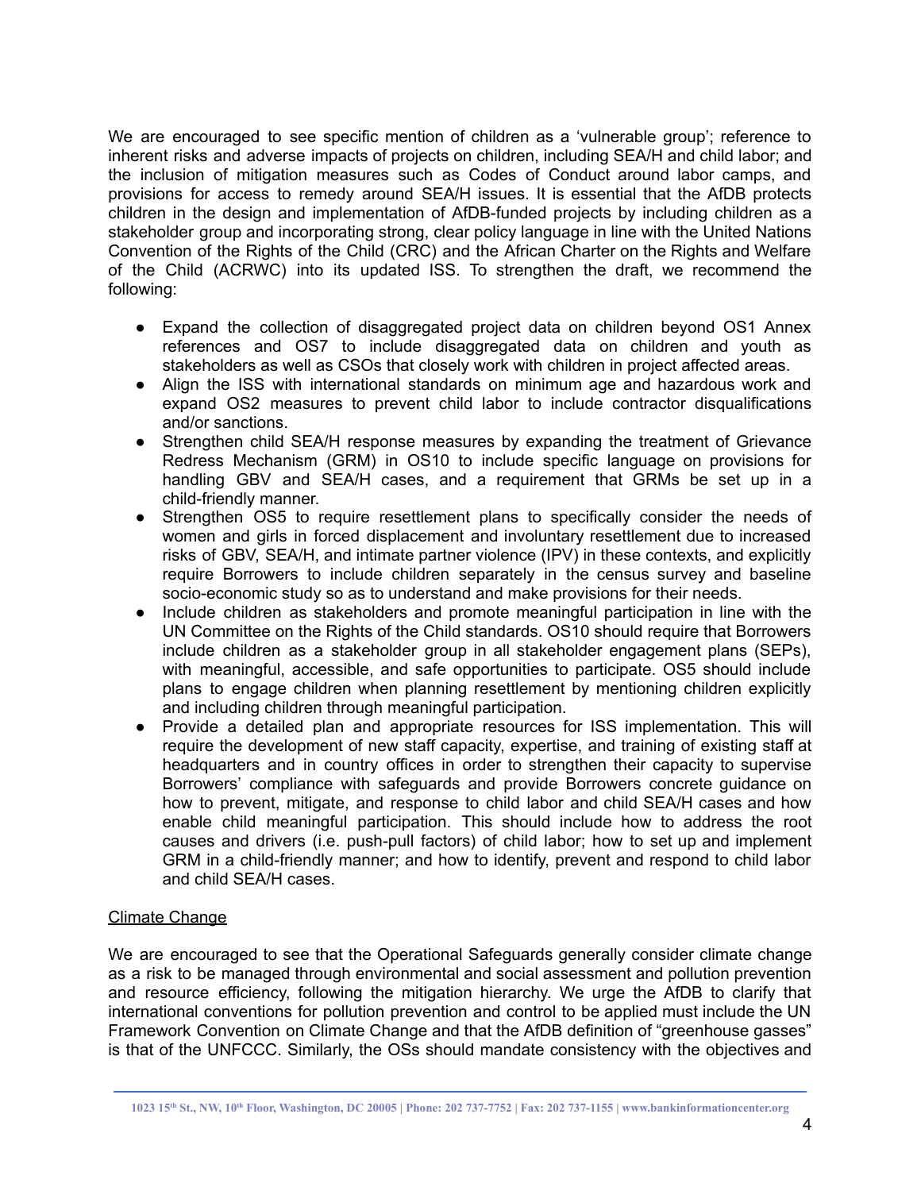We are encouraged to see specific mention of children as a 'vulnerable group'; reference to inherent risks and adverse impacts of projects on children, including SEA/H and child labor; and the inclusion of mitigation measures such as Codes of Conduct around labor camps, and provisions for access to remedy around SEA/H issues. It is essential that the AfDB protects children in the design and implementation of AfDB-funded projects by including children as a stakeholder group and incorporating strong, clear policy language in line with the United Nations Convention of the Rights of the Child (CRC) and the African Charter on the Rights and Welfare of the Child (ACRWC) into its updated ISS. To strengthen the draft, we recommend the following:

- Expand the collection of disaggregated project data on children beyond OS1 Annex references and OS7 to include disaggregated data on children and youth as stakeholders as well as CSOs that closely work with children in project affected areas.
- Align the ISS with international standards on minimum age and hazardous work and expand OS2 measures to prevent child labor to include contractor disqualifications and/or sanctions.
- Strengthen child SEA/H response measures by expanding the treatment of Grievance Redress Mechanism (GRM) in OS10 to include specific language on provisions for handling GBV and SEA/H cases, and a requirement that GRMs be set up in a child-friendly manner.
- Strengthen OS5 to require resettlement plans to specifically consider the needs of women and girls in forced displacement and involuntary resettlement due to increased risks of GBV, SEA/H, and intimate partner violence (IPV) in these contexts, and explicitly require Borrowers to include children separately in the census survey and baseline socio-economic study so as to understand and make provisions for their needs.
- Include children as stakeholders and promote meaningful participation in line with the UN Committee on the Rights of the Child standards. OS10 should require that Borrowers include children as a stakeholder group in all stakeholder engagement plans (SEPs), with meaningful, accessible, and safe opportunities to participate. OS5 should include plans to engage children when planning resettlement by mentioning children explicitly and including children through meaningful participation.
- Provide a detailed plan and appropriate resources for ISS implementation. This will require the development of new staff capacity, expertise, and training of existing staff at headquarters and in country offices in order to strengthen their capacity to supervise Borrowers' compliance with safeguards and provide Borrowers concrete guidance on how to prevent, mitigate, and response to child labor and child SEA/H cases and how enable child meaningful participation. This should include how to address the root causes and drivers (i.e. push-pull factors) of child labor; how to set up and implement GRM in a child-friendly manner; and how to identify, prevent and respond to child labor and child SEA/H cases.

<u>Climate Change</u>

We are encouraged to see that the Operational Safeguards generally consider climate change as a risk to be managed through environmental and social assessment and pollution prevention and resource efficiency, following the mitigation hierarchy. We urge the AfDB to clarify that international conventions for pollution prevention and control to be applied must include the UN Framework Convention on Climate Change and that the AfDB definition of "greenhouse gasses" is that of the UNFCCC. Similarly, the OSs should mandate consistency with the objectives and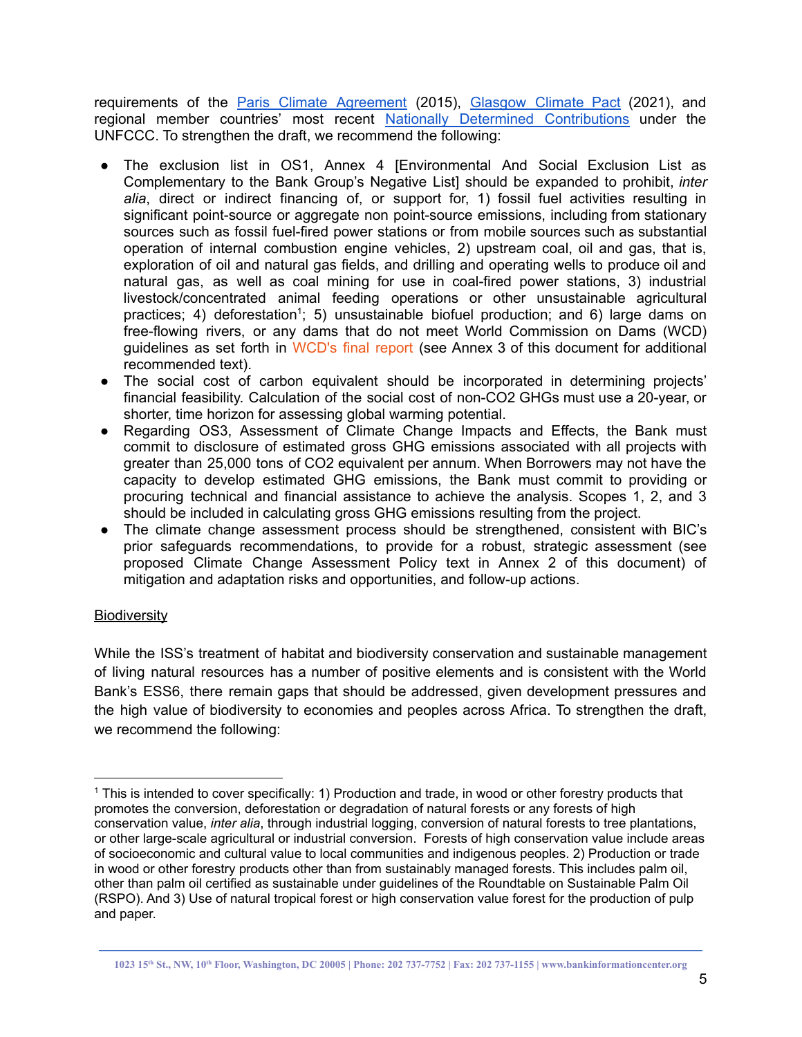requirements of the Paris Climate Agreement (2015), Glasgow Climate Pact (2021), and regional member countries' most recent Nationally Determined Contributions under the UNFCCC. To strengthen the draft, we recommend the following:

- The exclusion list in OS1, Annex 4 [Environmental And Social Exclusion List as Complementary to the Bank Group's Negative List] should be expanded to prohibit, *inter alia*, direct or indirect financing of, or support for, 1) fossil fuel activities resulting in significant point-source or aggregate non point-source emissions, including from stationary sources such as fossil fuel-fired power stations or from mobile sources such as substantial operation of internal combustion engine vehicles, 2) upstream coal, oil and gas, that is, exploration of oil and natural gas fields, and drilling and operating wells to produce oil and natural gas, as well as coal mining for use in coal-fired power stations, 3) industrial livestock/concentrated animal feeding operations or other unsustainable agricultural practices; 4) deforestation[1]; 5) unsustainable biofuel production; and 6) large dams on free-flowing rivers, or any dams that do not meet World Commission on Dams (WCD) guidelines as set forth in WCD's final report (see Annex 3 of this document for additional recommended text).
- The social cost of carbon equivalent should be incorporated in determining projects' financial feasibility. Calculation of the social cost of non-CO2 GHGs must use a 20-year, or shorter, time horizon for assessing global warming potential.
- Regarding OS3, Assessment of Climate Change Impacts and Effects, the Bank must commit to disclosure of estimated gross GHG emissions associated with all projects with greater than 25,000 tons of CO2 equivalent per annum. When Borrowers may not have the capacity to develop estimated GHG emissions, the Bank must commit to providing or procuring technical and financial assistance to achieve the analysis. Scopes 1, 2, and 3 should be included in calculating gross GHG emissions resulting from the project.
- The climate change assessment process should be strengthened, consistent with BIC's prior safeguards recommendations, to provide for a robust, strategic assessment (see proposed Climate Change Assessment Policy text in Annex 2 of this document) of mitigation and adaptation risks and opportunities, and follow-up actions.

## Biodiversity

While the ISS's treatment of habitat and biodiversity conservation and sustainable management of living natural resources has a number of positive elements and is consistent with the World Bank's ESS6, there remain gaps that should be addressed, given development pressures and the high value of biodiversity to economies and peoples across Africa. To strengthen the draft, we recommend the following:

---

[1] This is intended to cover specifically: 1) Production and trade, in wood or other forestry products that promotes the conversion, deforestation or degradation of natural forests or any forests of high conservation value, *inter alia*, through industrial logging, conversion of natural forests to tree plantations, or other large-scale agricultural or industrial conversion. Forests of high conservation value include areas of socioeconomic and cultural value to local communities and indigenous peoples. 2) Production or trade in wood or other forestry products other than from sustainably managed forests. This includes palm oil, other than palm oil certified as sustainable under guidelines of the Roundtable on Sustainable Palm Oil (RSPO). And 3) Use of natural tropical forest or high conservation value forest for the production of pulp and paper.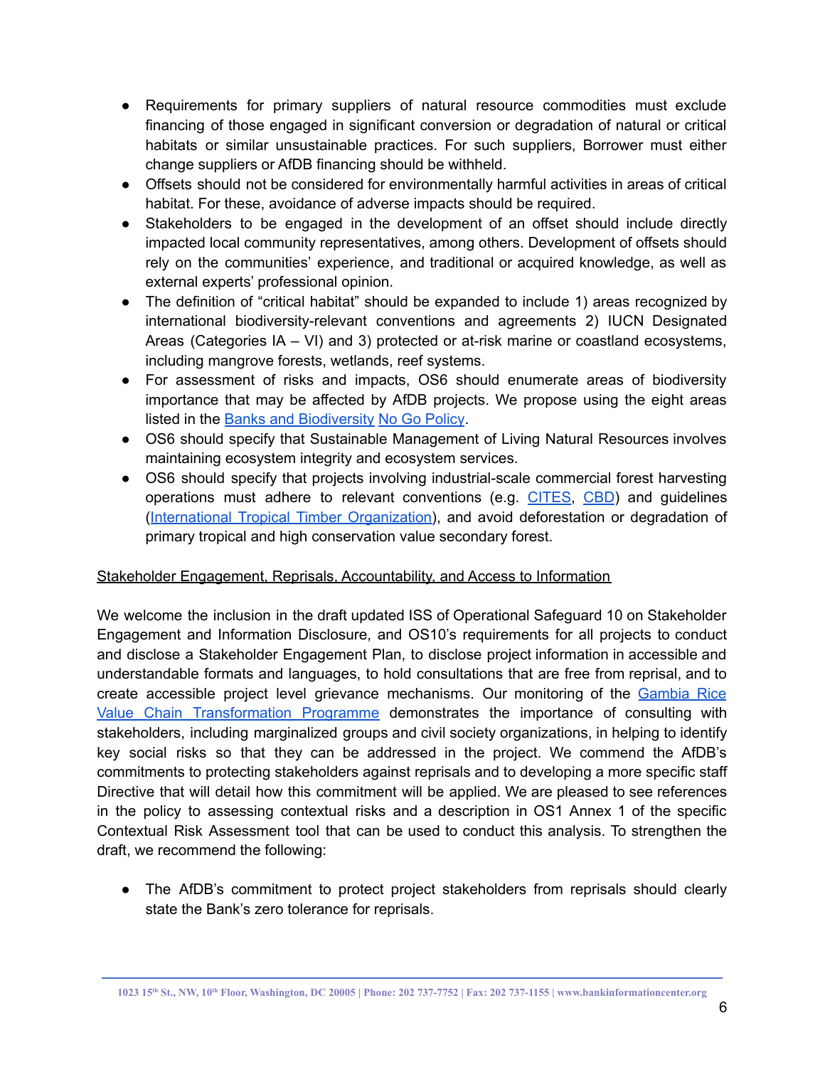- Requirements for primary suppliers of natural resource commodities must exclude financing of those engaged in significant conversion or degradation of natural or critical habitats or similar unsustainable practices. For such suppliers, Borrower must either change suppliers or AfDB financing should be withheld.
- Offsets should not be considered for environmentally harmful activities in areas of critical habitat. For these, avoidance of adverse impacts should be required.
- Stakeholders to be engaged in the development of an offset should include directly impacted local community representatives, among others. Development of offsets should rely on the communities' experience, and traditional or acquired knowledge, as well as external experts' professional opinion.
- The definition of "critical habitat" should be expanded to include 1) areas recognized by international biodiversity-relevant conventions and agreements 2) IUCN Designated Areas (Categories IA – VI) and 3) protected or at-risk marine or coastland ecosystems, including mangrove forests, wetlands, reef systems.
- For assessment of risks and impacts, OS6 should enumerate areas of biodiversity importance that may be affected by AfDB projects. We propose using the eight areas listed in the Banks and Biodiversity No Go Policy.
- OS6 should specify that Sustainable Management of Living Natural Resources involves maintaining ecosystem integrity and ecosystem services.
- OS6 should specify that projects involving industrial-scale commercial forest harvesting operations must adhere to relevant conventions (e.g. CITES, CBD) and guidelines (International Tropical Timber Organization), and avoid deforestation or degradation of primary tropical and high conservation value secondary forest.

Stakeholder Engagement, Reprisals, Accountability, and Access to Information

We welcome the inclusion in the draft updated ISS of Operational Safeguard 10 on Stakeholder Engagement and Information Disclosure, and OS10's requirements for all projects to conduct and disclose a Stakeholder Engagement Plan, to disclose project information in accessible and understandable formats and languages, to hold consultations that are free from reprisal, and to create accessible project level grievance mechanisms. Our monitoring of the Gambia Rice Value Chain Transformation Programme demonstrates the importance of consulting with stakeholders, including marginalized groups and civil society organizations, in helping to identify key social risks so that they can be addressed in the project. We commend the AfDB's commitments to protecting stakeholders against reprisals and to developing a more specific staff Directive that will detail how this commitment will be applied. We are pleased to see references in the policy to assessing contextual risks and a description in OS1 Annex 1 of the specific Contextual Risk Assessment tool that can be used to conduct this analysis. To strengthen the draft, we recommend the following:

- The AfDB's commitment to protect project stakeholders from reprisals should clearly state the Bank's zero tolerance for reprisals.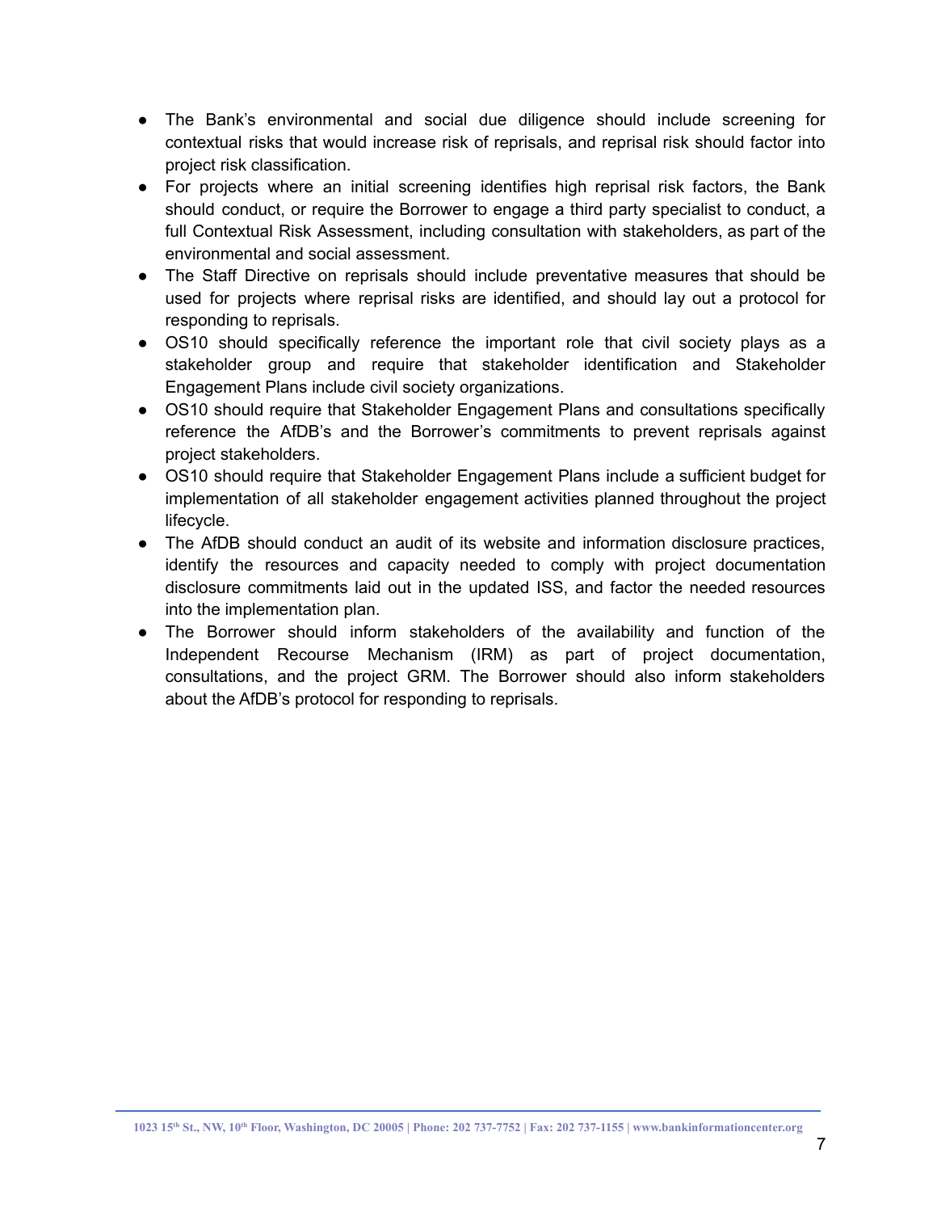- The Bank's environmental and social due diligence should include screening for contextual risks that would increase risk of reprisals, and reprisal risk should factor into project risk classification.
- For projects where an initial screening identifies high reprisal risk factors, the Bank should conduct, or require the Borrower to engage a third party specialist to conduct, a full Contextual Risk Assessment, including consultation with stakeholders, as part of the environmental and social assessment.
- The Staff Directive on reprisals should include preventative measures that should be used for projects where reprisal risks are identified, and should lay out a protocol for responding to reprisals.
- OS10 should specifically reference the important role that civil society plays as a stakeholder group and require that stakeholder identification and Stakeholder Engagement Plans include civil society organizations.
- OS10 should require that Stakeholder Engagement Plans and consultations specifically reference the AfDB's and the Borrower's commitments to prevent reprisals against project stakeholders.
- OS10 should require that Stakeholder Engagement Plans include a sufficient budget for implementation of all stakeholder engagement activities planned throughout the project lifecycle.
- The AfDB should conduct an audit of its website and information disclosure practices, identify the resources and capacity needed to comply with project documentation disclosure commitments laid out in the updated ISS, and factor the needed resources into the implementation plan.
- The Borrower should inform stakeholders of the availability and function of the Independent Recourse Mechanism (IRM) as part of project documentation, consultations, and the project GRM. The Borrower should also inform stakeholders about the AfDB's protocol for responding to reprisals.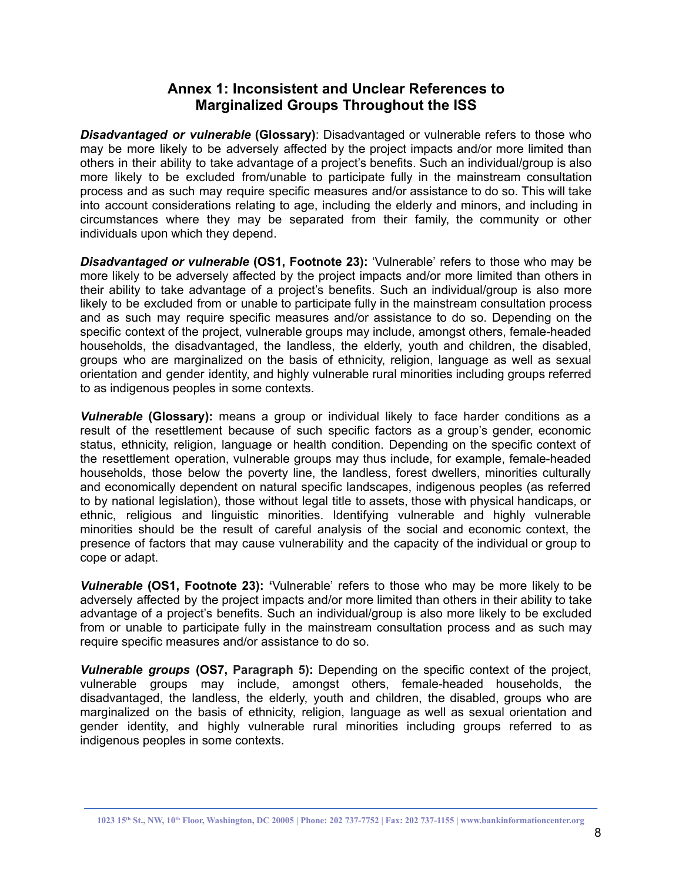## Annex 1: Inconsistent and Unclear References to Marginalized Groups Throughout the ISS

***Disadvantaged or vulnerable*** **(Glossary)**: Disadvantaged or vulnerable refers to those who may be more likely to be adversely affected by the project impacts and/or more limited than others in their ability to take advantage of a project's benefits. Such an individual/group is also more likely to be excluded from/unable to participate fully in the mainstream consultation process and as such may require specific measures and/or assistance to do so. This will take into account considerations relating to age, including the elderly and minors, and including in circumstances where they may be separated from their family, the community or other individuals upon which they depend.

***Disadvantaged or vulnerable*** **(OS1, Footnote 23):** 'Vulnerable' refers to those who may be more likely to be adversely affected by the project impacts and/or more limited than others in their ability to take advantage of a project's benefits. Such an individual/group is also more likely to be excluded from or unable to participate fully in the mainstream consultation process and as such may require specific measures and/or assistance to do so. Depending on the specific context of the project, vulnerable groups may include, amongst others, female-headed households, the disadvantaged, the landless, the elderly, youth and children, the disabled, groups who are marginalized on the basis of ethnicity, religion, language as well as sexual orientation and gender identity, and highly vulnerable rural minorities including groups referred to as indigenous peoples in some contexts.

***Vulnerable*** **(Glossary):** means a group or individual likely to face harder conditions as a result of the resettlement because of such specific factors as a group's gender, economic status, ethnicity, religion, language or health condition. Depending on the specific context of the resettlement operation, vulnerable groups may thus include, for example, female-headed households, those below the poverty line, the landless, forest dwellers, minorities culturally and economically dependent on natural specific landscapes, indigenous peoples (as referred to by national legislation), those without legal title to assets, those with physical handicaps, or ethnic, religious and linguistic minorities. Identifying vulnerable and highly vulnerable minorities should be the result of careful analysis of the social and economic context, the presence of factors that may cause vulnerability and the capacity of the individual or group to cope or adapt.

***Vulnerable*** **(OS1, Footnote 23): '**Vulnerable' refers to those who may be more likely to be adversely affected by the project impacts and/or more limited than others in their ability to take advantage of a project's benefits. Such an individual/group is also more likely to be excluded from or unable to participate fully in the mainstream consultation process and as such may require specific measures and/or assistance to do so.

***Vulnerable groups*** **(OS7, Paragraph 5):** Depending on the specific context of the project, vulnerable groups may include, amongst others, female-headed households, the disadvantaged, the landless, the elderly, youth and children, the disabled, groups who are marginalized on the basis of ethnicity, religion, language as well as sexual orientation and gender identity, and highly vulnerable rural minorities including groups referred to as indigenous peoples in some contexts.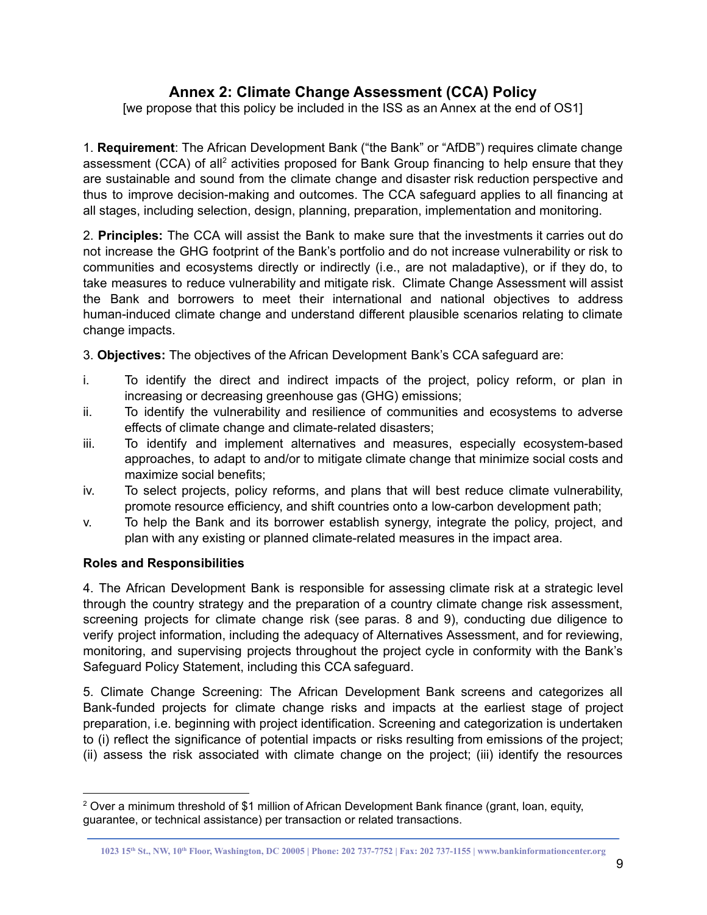# Annex 2: Climate Change Assessment (CCA) Policy

[we propose that this policy be included in the ISS as an Annex at the end of OS1]

1. **Requirement**: The African Development Bank ("the Bank" or "AfDB") requires climate change assessment (CCA) of all[2] activities proposed for Bank Group financing to help ensure that they are sustainable and sound from the climate change and disaster risk reduction perspective and thus to improve decision-making and outcomes. The CCA safeguard applies to all financing at all stages, including selection, design, planning, preparation, implementation and monitoring.

2. **Principles:** The CCA will assist the Bank to make sure that the investments it carries out do not increase the GHG footprint of the Bank's portfolio and do not increase vulnerability or risk to communities and ecosystems directly or indirectly (i.e., are not maladaptive), or if they do, to take measures to reduce vulnerability and mitigate risk. Climate Change Assessment will assist the Bank and borrowers to meet their international and national objectives to address human-induced climate change and understand different plausible scenarios relating to climate change impacts.

3. **Objectives:** The objectives of the African Development Bank's CCA safeguard are:

i. To identify the direct and indirect impacts of the project, policy reform, or plan in increasing or decreasing greenhouse gas (GHG) emissions;
ii. To identify the vulnerability and resilience of communities and ecosystems to adverse effects of climate change and climate-related disasters;
iii. To identify and implement alternatives and measures, especially ecosystem-based approaches, to adapt to and/or to mitigate climate change that minimize social costs and maximize social benefits;
iv. To select projects, policy reforms, and plans that will best reduce climate vulnerability, promote resource efficiency, and shift countries onto a low-carbon development path;
v. To help the Bank and its borrower establish synergy, integrate the policy, project, and plan with any existing or planned climate-related measures in the impact area.

**Roles and Responsibilities**

4. The African Development Bank is responsible for assessing climate risk at a strategic level through the country strategy and the preparation of a country climate change risk assessment, screening projects for climate change risk (see paras. 8 and 9), conducting due diligence to verify project information, including the adequacy of Alternatives Assessment, and for reviewing, monitoring, and supervising projects throughout the project cycle in conformity with the Bank's Safeguard Policy Statement, including this CCA safeguard.

5. Climate Change Screening: The African Development Bank screens and categorizes all Bank-funded projects for climate change risks and impacts at the earliest stage of project preparation, i.e. beginning with project identification. Screening and categorization is undertaken to (i) reflect the significance of potential impacts or risks resulting from emissions of the project; (ii) assess the risk associated with climate change on the project; (iii) identify the resources

---

[2] Over a minimum threshold of $1 million of African Development Bank finance (grant, loan, equity, guarantee, or technical assistance) per transaction or related transactions.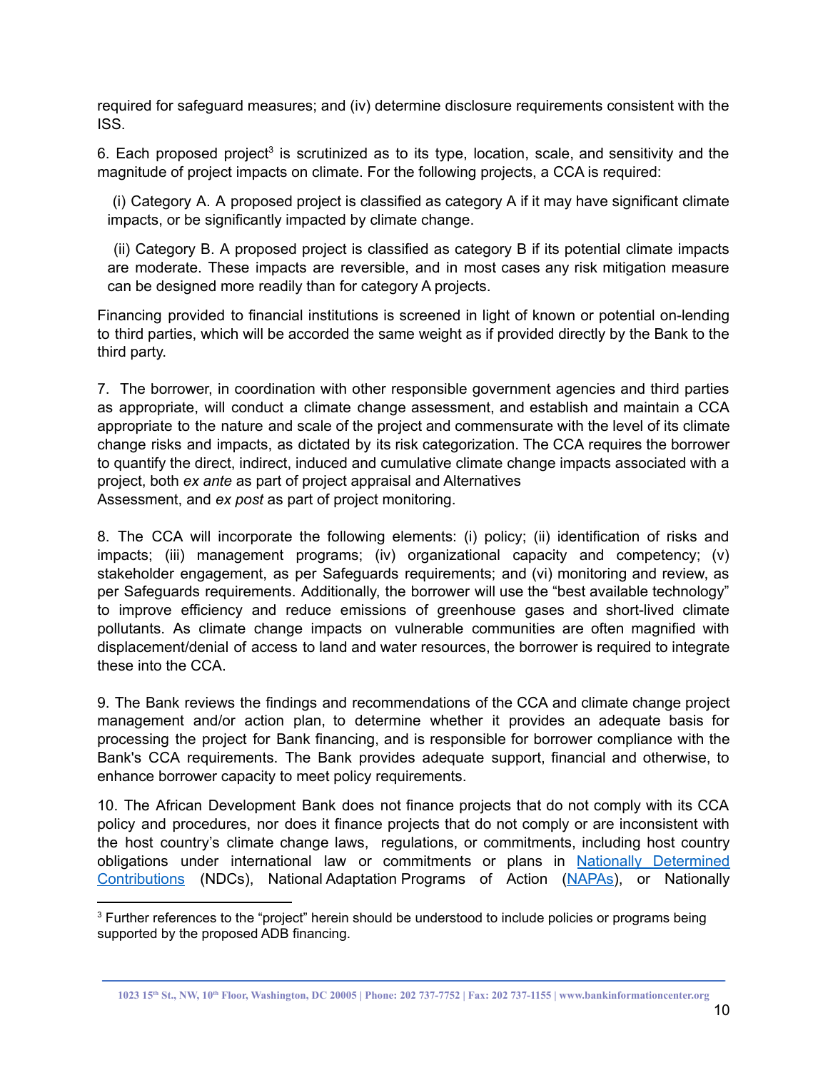required for safeguard measures; and (iv) determine disclosure requirements consistent with the ISS.

6. Each proposed project[3] is scrutinized as to its type, location, scale, and sensitivity and the magnitude of project impacts on climate. For the following projects, a CCA is required:

(i) Category A. A proposed project is classified as category A if it may have significant climate impacts, or be significantly impacted by climate change.

(ii) Category B. A proposed project is classified as category B if its potential climate impacts are moderate. These impacts are reversible, and in most cases any risk mitigation measure can be designed more readily than for category A projects.

Financing provided to financial institutions is screened in light of known or potential on-lending to third parties, which will be accorded the same weight as if provided directly by the Bank to the third party.

7. The borrower, in coordination with other responsible government agencies and third parties as appropriate, will conduct a climate change assessment, and establish and maintain a CCA appropriate to the nature and scale of the project and commensurate with the level of its climate change risks and impacts, as dictated by its risk categorization. The CCA requires the borrower to quantify the direct, indirect, induced and cumulative climate change impacts associated with a project, both *ex ante* as part of project appraisal and Alternatives Assessment, and *ex post* as part of project monitoring.

8. The CCA will incorporate the following elements: (i) policy; (ii) identification of risks and impacts; (iii) management programs; (iv) organizational capacity and competency; (v) stakeholder engagement, as per Safeguards requirements; and (vi) monitoring and review, as per Safeguards requirements. Additionally, the borrower will use the "best available technology" to improve efficiency and reduce emissions of greenhouse gases and short-lived climate pollutants. As climate change impacts on vulnerable communities are often magnified with displacement/denial of access to land and water resources, the borrower is required to integrate these into the CCA.

9. The Bank reviews the findings and recommendations of the CCA and climate change project management and/or action plan, to determine whether it provides an adequate basis for processing the project for Bank financing, and is responsible for borrower compliance with the Bank's CCA requirements. The Bank provides adequate support, financial and otherwise, to enhance borrower capacity to meet policy requirements.

10. The African Development Bank does not finance projects that do not comply with its CCA policy and procedures, nor does it finance projects that do not comply or are inconsistent with the host country's climate change laws, regulations, or commitments, including host country obligations under international law or commitments or plans in [Nationally Determined Contributions]() (NDCs), National Adaptation Programs of Action ([NAPAs]()), or Nationally

[3] Further references to the "project" herein should be understood to include policies or programs being supported by the proposed ADB financing.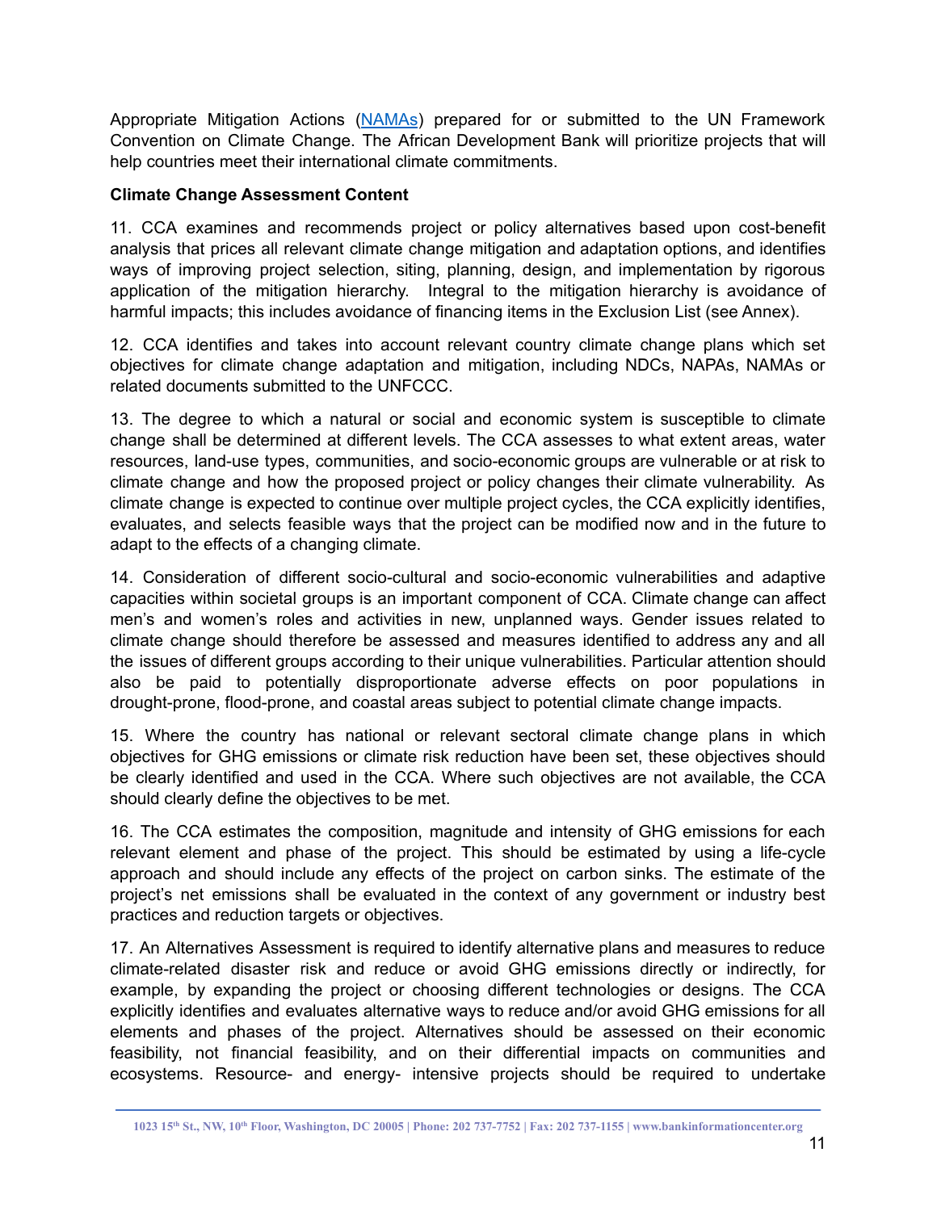Appropriate Mitigation Actions (NAMAs) prepared for or submitted to the UN Framework Convention on Climate Change. The African Development Bank will prioritize projects that will help countries meet their international climate commitments.

**Climate Change Assessment Content**

11. CCA examines and recommends project or policy alternatives based upon cost-benefit analysis that prices all relevant climate change mitigation and adaptation options, and identifies ways of improving project selection, siting, planning, design, and implementation by rigorous application of the mitigation hierarchy. Integral to the mitigation hierarchy is avoidance of harmful impacts; this includes avoidance of financing items in the Exclusion List (see Annex).

12. CCA identifies and takes into account relevant country climate change plans which set objectives for climate change adaptation and mitigation, including NDCs, NAPAs, NAMAs or related documents submitted to the UNFCCC.

13. The degree to which a natural or social and economic system is susceptible to climate change shall be determined at different levels. The CCA assesses to what extent areas, water resources, land-use types, communities, and socio-economic groups are vulnerable or at risk to climate change and how the proposed project or policy changes their climate vulnerability. As climate change is expected to continue over multiple project cycles, the CCA explicitly identifies, evaluates, and selects feasible ways that the project can be modified now and in the future to adapt to the effects of a changing climate.

14. Consideration of different socio-cultural and socio-economic vulnerabilities and adaptive capacities within societal groups is an important component of CCA. Climate change can affect men's and women's roles and activities in new, unplanned ways. Gender issues related to climate change should therefore be assessed and measures identified to address any and all the issues of different groups according to their unique vulnerabilities. Particular attention should also be paid to potentially disproportionate adverse effects on poor populations in drought-prone, flood-prone, and coastal areas subject to potential climate change impacts.

15. Where the country has national or relevant sectoral climate change plans in which objectives for GHG emissions or climate risk reduction have been set, these objectives should be clearly identified and used in the CCA. Where such objectives are not available, the CCA should clearly define the objectives to be met.

16. The CCA estimates the composition, magnitude and intensity of GHG emissions for each relevant element and phase of the project. This should be estimated by using a life-cycle approach and should include any effects of the project on carbon sinks. The estimate of the project's net emissions shall be evaluated in the context of any government or industry best practices and reduction targets or objectives.

17. An Alternatives Assessment is required to identify alternative plans and measures to reduce climate-related disaster risk and reduce or avoid GHG emissions directly or indirectly, for example, by expanding the project or choosing different technologies or designs. The CCA explicitly identifies and evaluates alternative ways to reduce and/or avoid GHG emissions for all elements and phases of the project. Alternatives should be assessed on their economic feasibility, not financial feasibility, and on their differential impacts on communities and ecosystems. Resource- and energy- intensive projects should be required to undertake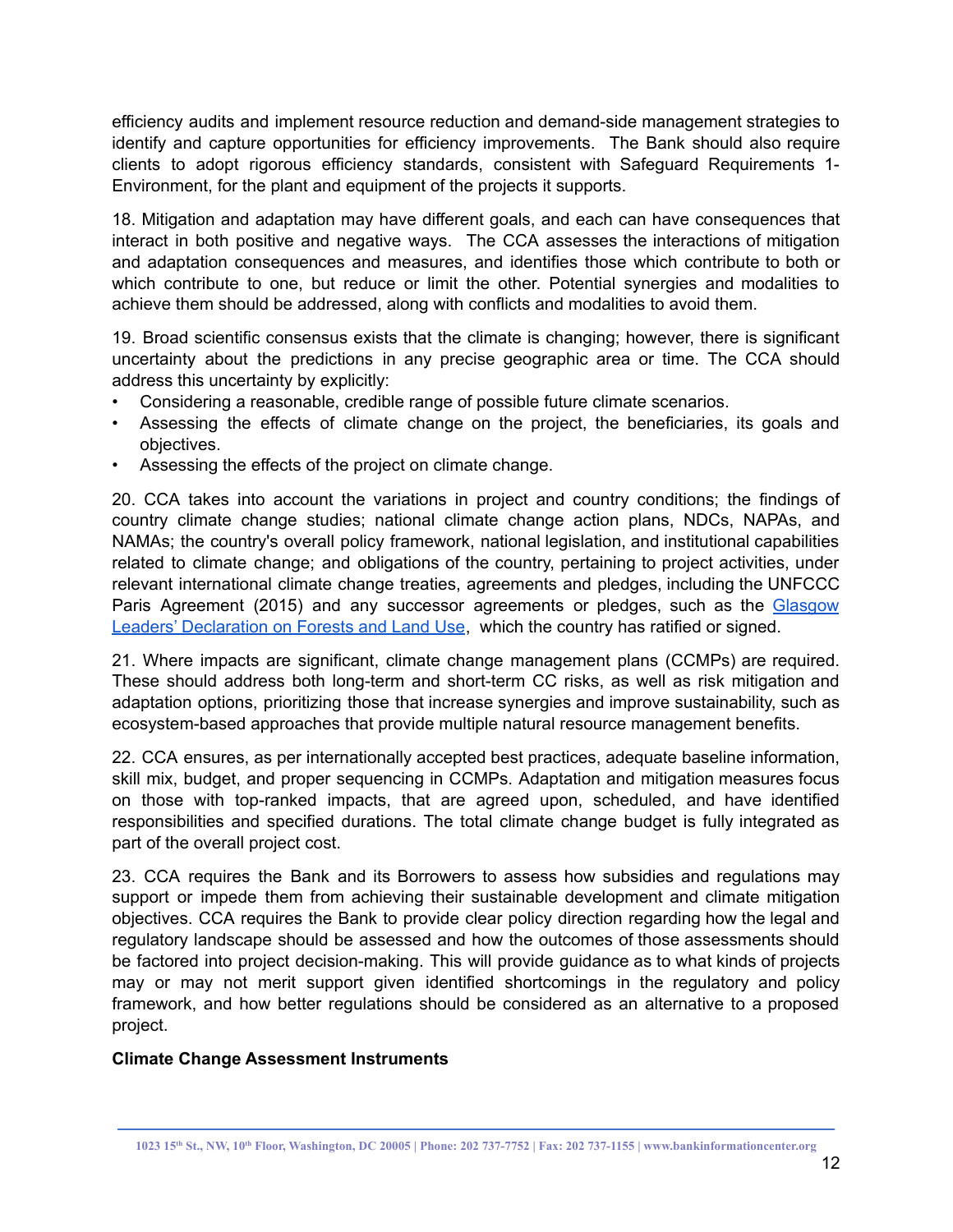efficiency audits and implement resource reduction and demand-side management strategies to identify and capture opportunities for efficiency improvements. The Bank should also require clients to adopt rigorous efficiency standards, consistent with Safeguard Requirements 1- Environment, for the plant and equipment of the projects it supports.

18. Mitigation and adaptation may have different goals, and each can have consequences that interact in both positive and negative ways. The CCA assesses the interactions of mitigation and adaptation consequences and measures, and identifies those which contribute to both or which contribute to one, but reduce or limit the other. Potential synergies and modalities to achieve them should be addressed, along with conflicts and modalities to avoid them.

19. Broad scientific consensus exists that the climate is changing; however, there is significant uncertainty about the predictions in any precise geographic area or time. The CCA should address this uncertainty by explicitly:

- Considering a reasonable, credible range of possible future climate scenarios.
- Assessing the effects of climate change on the project, the beneficiaries, its goals and objectives.
- Assessing the effects of the project on climate change.

20. CCA takes into account the variations in project and country conditions; the findings of country climate change studies; national climate change action plans, NDCs, NAPAs, and NAMAs; the country's overall policy framework, national legislation, and institutional capabilities related to climate change; and obligations of the country, pertaining to project activities, under relevant international climate change treaties, agreements and pledges, including the UNFCCC Paris Agreement (2015) and any successor agreements or pledges, such as the Glasgow Leaders' Declaration on Forests and Land Use, which the country has ratified or signed.

21. Where impacts are significant, climate change management plans (CCMPs) are required. These should address both long-term and short-term CC risks, as well as risk mitigation and adaptation options, prioritizing those that increase synergies and improve sustainability, such as ecosystem-based approaches that provide multiple natural resource management benefits.

22. CCA ensures, as per internationally accepted best practices, adequate baseline information, skill mix, budget, and proper sequencing in CCMPs. Adaptation and mitigation measures focus on those with top-ranked impacts, that are agreed upon, scheduled, and have identified responsibilities and specified durations. The total climate change budget is fully integrated as part of the overall project cost.

23. CCA requires the Bank and its Borrowers to assess how subsidies and regulations may support or impede them from achieving their sustainable development and climate mitigation objectives. CCA requires the Bank to provide clear policy direction regarding how the legal and regulatory landscape should be assessed and how the outcomes of those assessments should be factored into project decision-making. This will provide guidance as to what kinds of projects may or may not merit support given identified shortcomings in the regulatory and policy framework, and how better regulations should be considered as an alternative to a proposed project.

**Climate Change Assessment Instruments**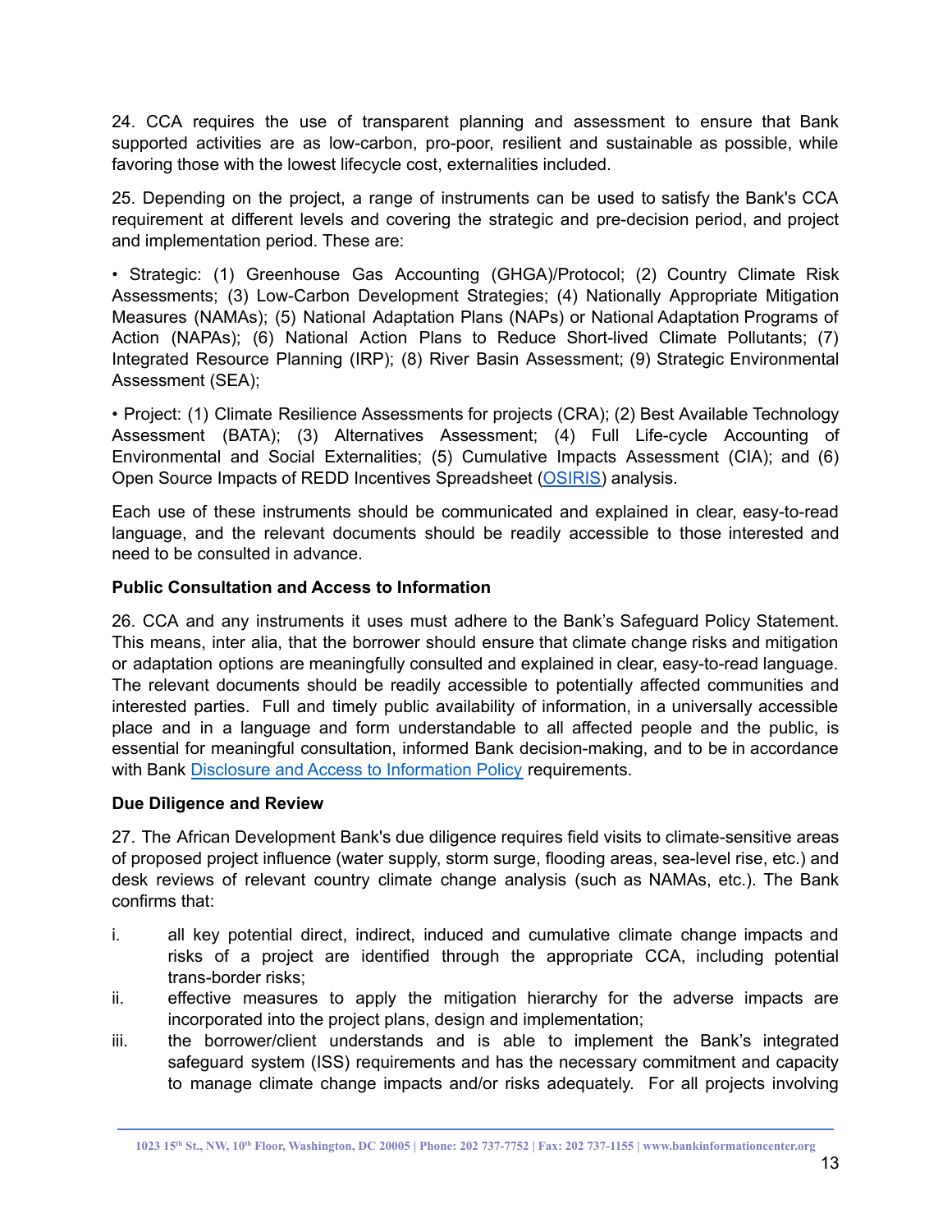24. CCA requires the use of transparent planning and assessment to ensure that Bank supported activities are as low-carbon, pro-poor, resilient and sustainable as possible, while favoring those with the lowest lifecycle cost, externalities included.

25. Depending on the project, a range of instruments can be used to satisfy the Bank's CCA requirement at different levels and covering the strategic and pre-decision period, and project and implementation period. These are:

• Strategic: (1) Greenhouse Gas Accounting (GHGA)/Protocol; (2) Country Climate Risk Assessments; (3) Low-Carbon Development Strategies; (4) Nationally Appropriate Mitigation Measures (NAMAs); (5) National Adaptation Plans (NAPs) or National Adaptation Programs of Action (NAPAs); (6) National Action Plans to Reduce Short-lived Climate Pollutants; (7) Integrated Resource Planning (IRP); (8) River Basin Assessment; (9) Strategic Environmental Assessment (SEA);

• Project: (1) Climate Resilience Assessments for projects (CRA); (2) Best Available Technology Assessment (BATA); (3) Alternatives Assessment; (4) Full Life-cycle Accounting of Environmental and Social Externalities; (5) Cumulative Impacts Assessment (CIA); and (6) Open Source Impacts of REDD Incentives Spreadsheet (OSIRIS) analysis.

Each use of these instruments should be communicated and explained in clear, easy-to-read language, and the relevant documents should be readily accessible to those interested and need to be consulted in advance.

**Public Consultation and Access to Information**

26. CCA and any instruments it uses must adhere to the Bank's Safeguard Policy Statement. This means, inter alia, that the borrower should ensure that climate change risks and mitigation or adaptation options are meaningfully consulted and explained in clear, easy-to-read language. The relevant documents should be readily accessible to potentially affected communities and interested parties. Full and timely public availability of information, in a universally accessible place and in a language and form understandable to all affected people and the public, is essential for meaningful consultation, informed Bank decision-making, and to be in accordance with Bank Disclosure and Access to Information Policy requirements.

**Due Diligence and Review**

27. The African Development Bank's due diligence requires field visits to climate-sensitive areas of proposed project influence (water supply, storm surge, flooding areas, sea-level rise, etc.) and desk reviews of relevant country climate change analysis (such as NAMAs, etc.). The Bank confirms that:

i. all key potential direct, indirect, induced and cumulative climate change impacts and risks of a project are identified through the appropriate CCA, including potential trans-border risks;
ii. effective measures to apply the mitigation hierarchy for the adverse impacts are incorporated into the project plans, design and implementation;
iii. the borrower/client understands and is able to implement the Bank's integrated safeguard system (ISS) requirements and has the necessary commitment and capacity to manage climate change impacts and/or risks adequately. For all projects involving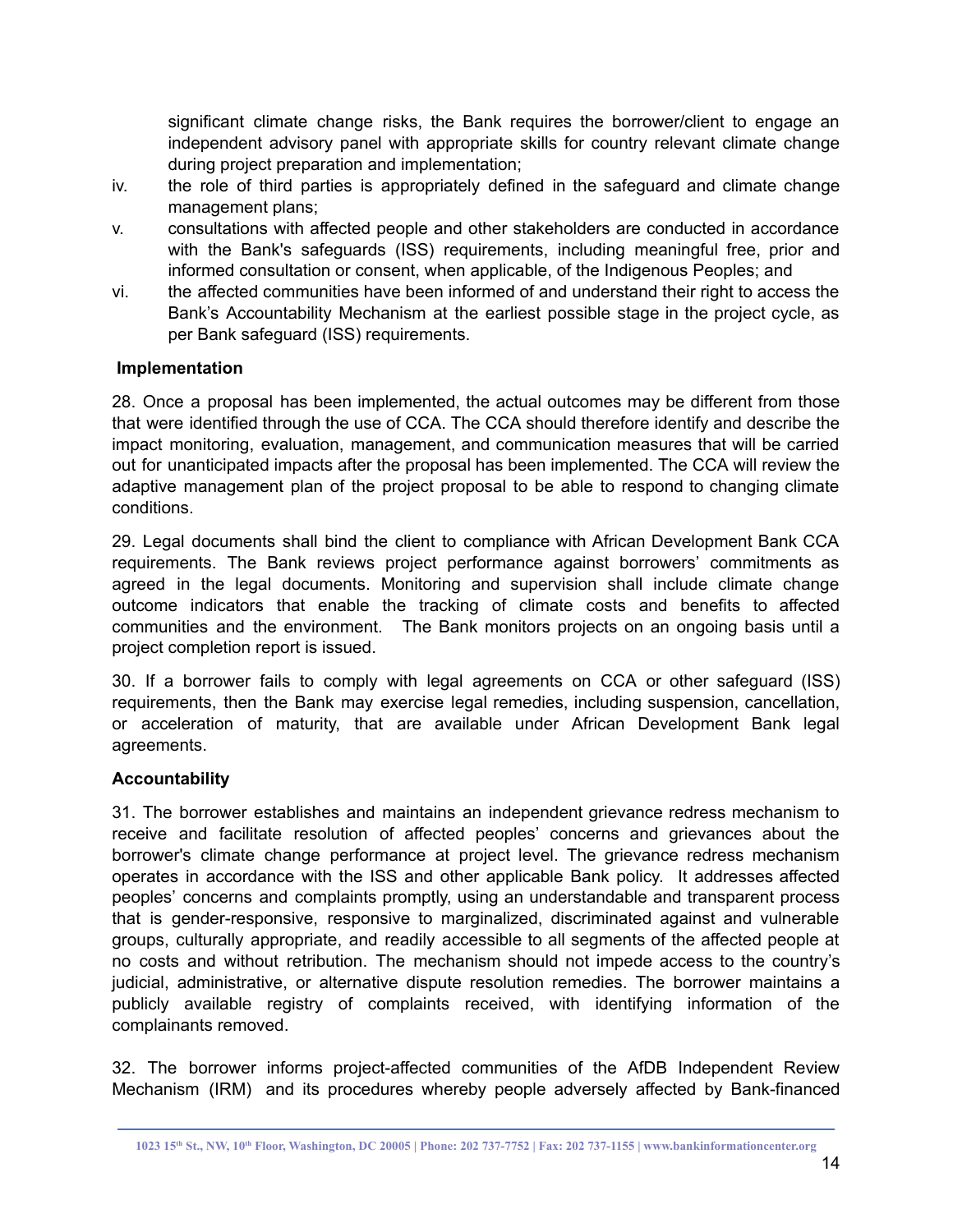significant climate change risks, the Bank requires the borrower/client to engage an independent advisory panel with appropriate skills for country relevant climate change during project preparation and implementation;

iv. the role of third parties is appropriately defined in the safeguard and climate change management plans;

v. consultations with affected people and other stakeholders are conducted in accordance with the Bank's safeguards (ISS) requirements, including meaningful free, prior and informed consultation or consent, when applicable, of the Indigenous Peoples; and

vi. the affected communities have been informed of and understand their right to access the Bank's Accountability Mechanism at the earliest possible stage in the project cycle, as per Bank safeguard (ISS) requirements.

**Implementation**

28. Once a proposal has been implemented, the actual outcomes may be different from those that were identified through the use of CCA. The CCA should therefore identify and describe the impact monitoring, evaluation, management, and communication measures that will be carried out for unanticipated impacts after the proposal has been implemented. The CCA will review the adaptive management plan of the project proposal to be able to respond to changing climate conditions.

29. Legal documents shall bind the client to compliance with African Development Bank CCA requirements. The Bank reviews project performance against borrowers' commitments as agreed in the legal documents. Monitoring and supervision shall include climate change outcome indicators that enable the tracking of climate costs and benefits to affected communities and the environment. The Bank monitors projects on an ongoing basis until a project completion report is issued.

30. If a borrower fails to comply with legal agreements on CCA or other safeguard (ISS) requirements, then the Bank may exercise legal remedies, including suspension, cancellation, or acceleration of maturity, that are available under African Development Bank legal agreements.

**Accountability**

31. The borrower establishes and maintains an independent grievance redress mechanism to receive and facilitate resolution of affected peoples' concerns and grievances about the borrower's climate change performance at project level. The grievance redress mechanism operates in accordance with the ISS and other applicable Bank policy. It addresses affected peoples' concerns and complaints promptly, using an understandable and transparent process that is gender-responsive, responsive to marginalized, discriminated against and vulnerable groups, culturally appropriate, and readily accessible to all segments of the affected people at no costs and without retribution. The mechanism should not impede access to the country's judicial, administrative, or alternative dispute resolution remedies. The borrower maintains a publicly available registry of complaints received, with identifying information of the complainants removed.

32. The borrower informs project-affected communities of the AfDB Independent Review Mechanism (IRM) and its procedures whereby people adversely affected by Bank-financed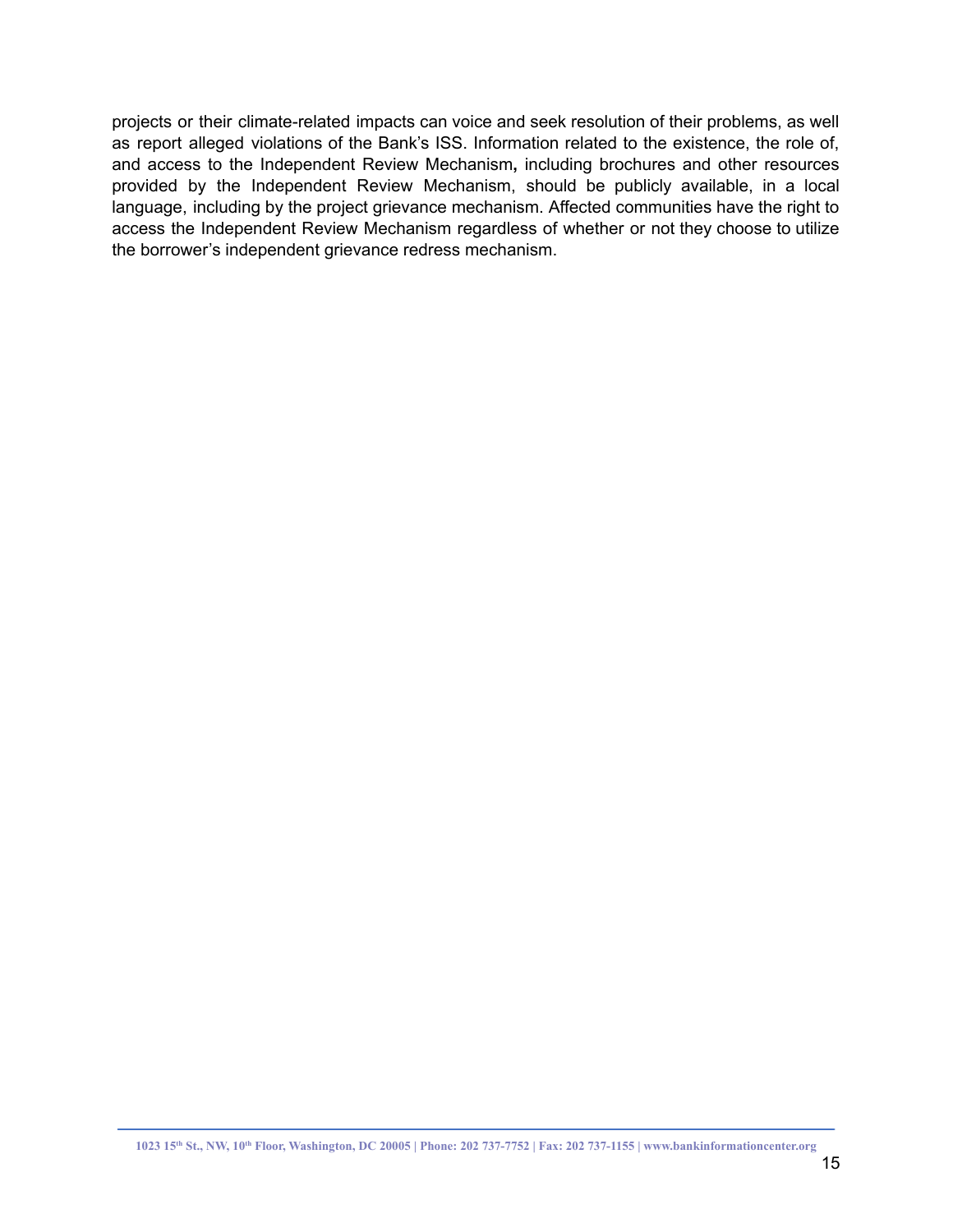projects or their climate-related impacts can voice and seek resolution of their problems, as well as report alleged violations of the Bank's ISS. Information related to the existence, the role of, and access to the Independent Review Mechanism**,** including brochures and other resources provided by the Independent Review Mechanism, should be publicly available, in a local language, including by the project grievance mechanism. Affected communities have the right to access the Independent Review Mechanism regardless of whether or not they choose to utilize the borrower's independent grievance redress mechanism.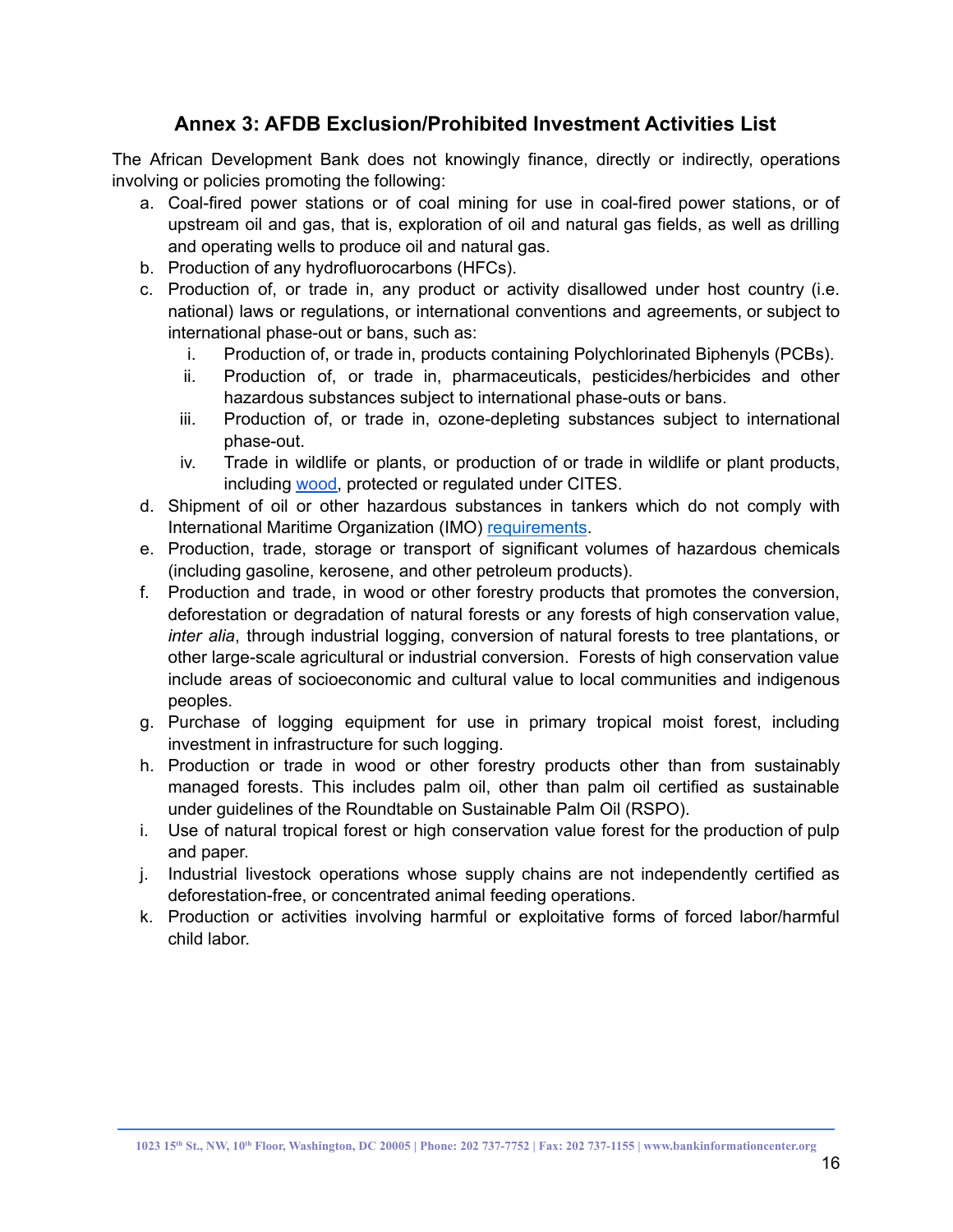## Annex 3: AFDB Exclusion/Prohibited Investment Activities List

The African Development Bank does not knowingly finance, directly or indirectly, operations involving or policies promoting the following:

a. Coal-fired power stations or of coal mining for use in coal-fired power stations, or of upstream oil and gas, that is, exploration of oil and natural gas fields, as well as drilling and operating wells to produce oil and natural gas.

b. Production of any hydrofluorocarbons (HFCs).

c. Production of, or trade in, any product or activity disallowed under host country (i.e. national) laws or regulations, or international conventions and agreements, or subject to international phase-out or bans, such as:
   i. Production of, or trade in, products containing Polychlorinated Biphenyls (PCBs).
   ii. Production of, or trade in, pharmaceuticals, pesticides/herbicides and other hazardous substances subject to international phase-outs or bans.
   iii. Production of, or trade in, ozone-depleting substances subject to international phase-out.
   iv. Trade in wildlife or plants, or production of or trade in wildlife or plant products, including wood, protected or regulated under CITES.

d. Shipment of oil or other hazardous substances in tankers which do not comply with International Maritime Organization (IMO) requirements.

e. Production, trade, storage or transport of significant volumes of hazardous chemicals (including gasoline, kerosene, and other petroleum products).

f. Production and trade, in wood or other forestry products that promotes the conversion, deforestation or degradation of natural forests or any forests of high conservation value, *inter alia*, through industrial logging, conversion of natural forests to tree plantations, or other large-scale agricultural or industrial conversion. Forests of high conservation value include areas of socioeconomic and cultural value to local communities and indigenous peoples.

g. Purchase of logging equipment for use in primary tropical moist forest, including investment in infrastructure for such logging.

h. Production or trade in wood or other forestry products other than from sustainably managed forests. This includes palm oil, other than palm oil certified as sustainable under guidelines of the Roundtable on Sustainable Palm Oil (RSPO).

i. Use of natural tropical forest or high conservation value forest for the production of pulp and paper.

j. Industrial livestock operations whose supply chains are not independently certified as deforestation-free, or concentrated animal feeding operations.

k. Production or activities involving harmful or exploitative forms of forced labor/harmful child labor.